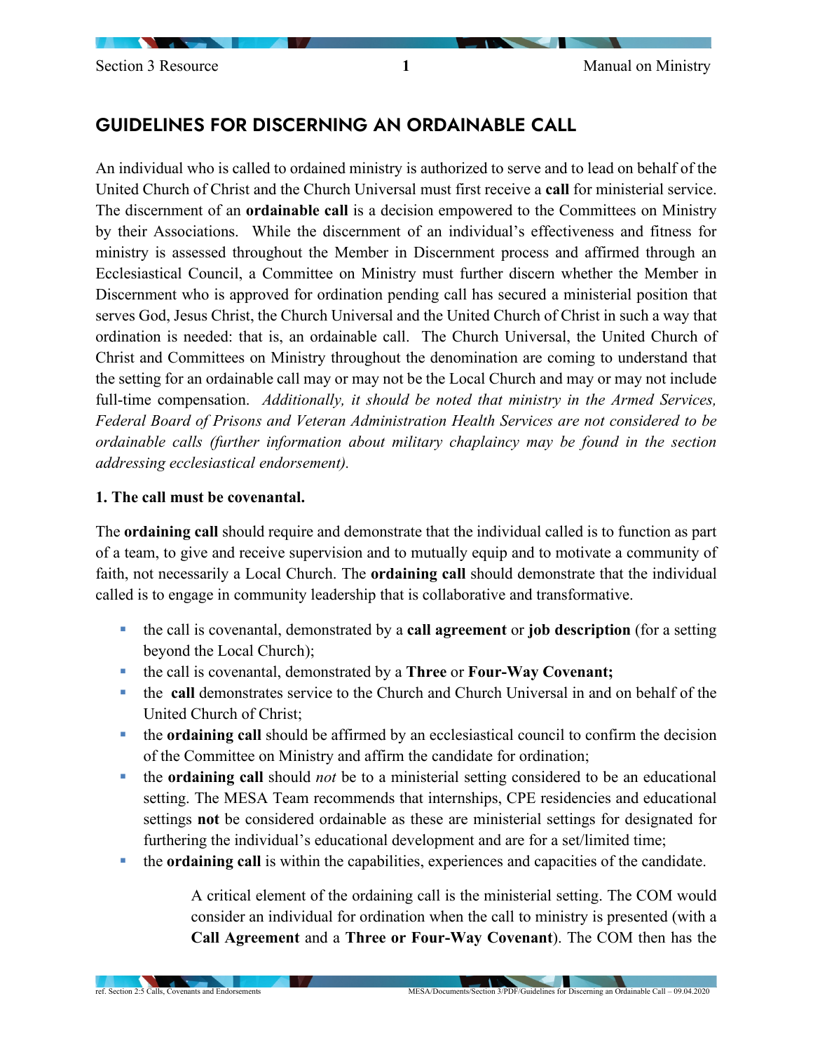# GUIDELINES FOR DISCERNING AN ORDAINABLE CALL

An individual who is called to ordained ministry is authorized to serve and to lead on behalf of the United Church of Christ and the Church Universal must first receive a **call** for ministerial service. The discernment of an **ordainable call** is a decision empowered to the Committees on Ministry by their Associations. While the discernment of an individual's effectiveness and fitness for ministry is assessed throughout the Member in Discernment process and affirmed through an Ecclesiastical Council, a Committee on Ministry must further discern whether the Member in Discernment who is approved for ordination pending call has secured a ministerial position that serves God, Jesus Christ, the Church Universal and the United Church of Christ in such a way that ordination is needed: that is, an ordainable call. The Church Universal, the United Church of Christ and Committees on Ministry throughout the denomination are coming to understand that the setting for an ordainable call may or may not be the Local Church and may or may not include full-time compensation. *Additionally, it should be noted that ministry in the Armed Services, Federal Board of Prisons and Veteran Administration Health Services are not considered to be ordainable calls (further information about military chaplaincy may be found in the section addressing ecclesiastical endorsement).*

**1. The call must be covenantal.**

The **ordaining call** should require and demonstrate that the individual called is to function as part of a team, to give and receive supervision and to mutually equip and to motivate a community of faith, not necessarily a Local Church. The **ordaining call** should demonstrate that the individual called is to engage in community leadership that is collaborative and transformative.

- the call is covenantal, demonstrated by a **call agreement** or **job description** (for a setting beyond the Local Church);
- the call is covenantal, demonstrated by a **Three** or **Four-Way Covenant;**
- the **call** demonstrates service to the Church and Church Universal in and on behalf of the United Church of Christ;
- the **ordaining call** should be affirmed by an ecclesiastical council to confirm the decision of the Committee on Ministry and affirm the candidate for ordination;
- the **ordaining call** should *not* be to a ministerial setting considered to be an educational setting. The MESA Team recommends that internships, CPE residencies and educational settings **not** be considered ordainable as these are ministerial settings for designated for furthering the individual's educational development and are for a set/limited time;
- the **ordaining call** is within the capabilities, experiences and capacities of the candidate.

  A critical element of the ordaining call is the ministerial setting. The COM would consider an individual for ordination when the call to ministry is presented (with a **Call Agreement** and a **Three or Four-Way Covenant**). The COM then has the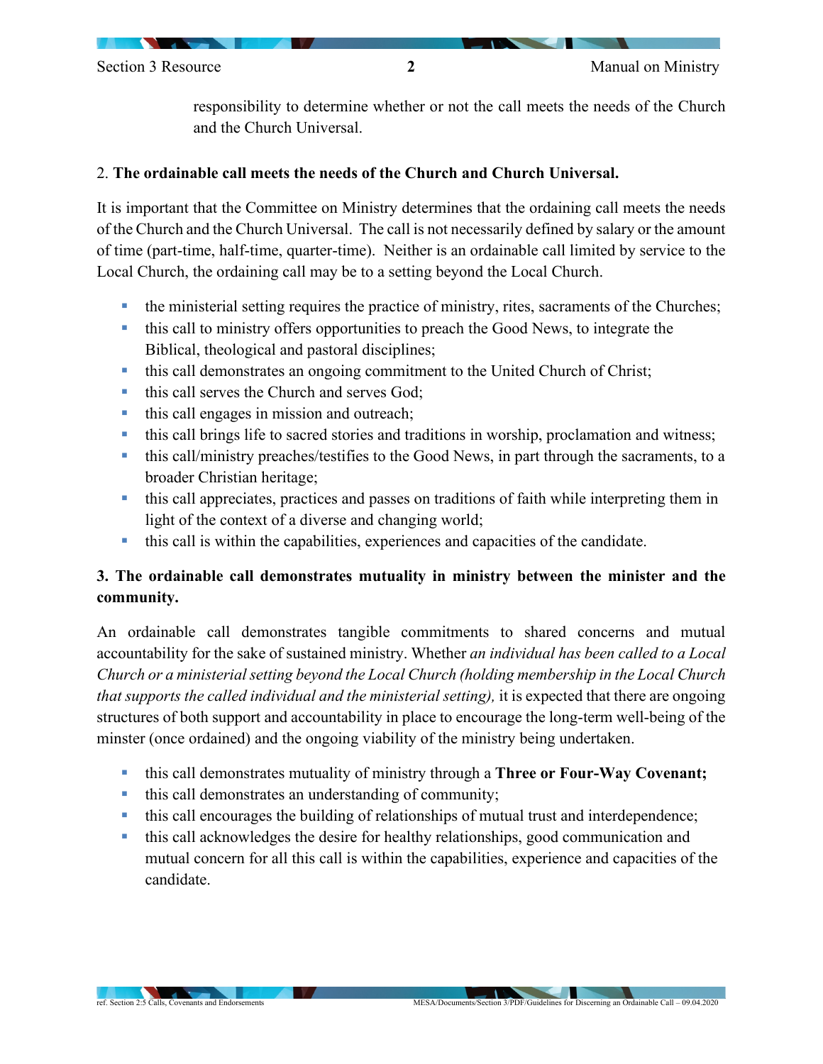responsibility to determine whether or not the call meets the needs of the Church and the Church Universal.

2. **The ordainable call meets the needs of the Church and Church Universal.**

It is important that the Committee on Ministry determines that the ordaining call meets the needs of the Church and the Church Universal. The call is not necessarily defined by salary or the amount of time (part-time, half-time, quarter-time). Neither is an ordainable call limited by service to the Local Church, the ordaining call may be to a setting beyond the Local Church.

- the ministerial setting requires the practice of ministry, rites, sacraments of the Churches;
- this call to ministry offers opportunities to preach the Good News, to integrate the Biblical, theological and pastoral disciplines;
- this call demonstrates an ongoing commitment to the United Church of Christ;
- this call serves the Church and serves God;
- this call engages in mission and outreach;
- this call brings life to sacred stories and traditions in worship, proclamation and witness;
- this call/ministry preaches/testifies to the Good News, in part through the sacraments, to a broader Christian heritage;
- this call appreciates, practices and passes on traditions of faith while interpreting them in light of the context of a diverse and changing world;
- this call is within the capabilities, experiences and capacities of the candidate.

**3. The ordainable call demonstrates mutuality in ministry between the minister and the community.**

An ordainable call demonstrates tangible commitments to shared concerns and mutual accountability for the sake of sustained ministry. Whether *an individual has been called to a Local Church or a ministerial setting beyond the Local Church (holding membership in the Local Church that supports the called individual and the ministerial setting),* it is expected that there are ongoing structures of both support and accountability in place to encourage the long-term well-being of the minster (once ordained) and the ongoing viability of the ministry being undertaken.

- this call demonstrates mutuality of ministry through a **Three or Four-Way Covenant;**
- this call demonstrates an understanding of community;
- this call encourages the building of relationships of mutual trust and interdependence;
- this call acknowledges the desire for healthy relationships, good communication and mutual concern for all this call is within the capabilities, experience and capacities of the candidate.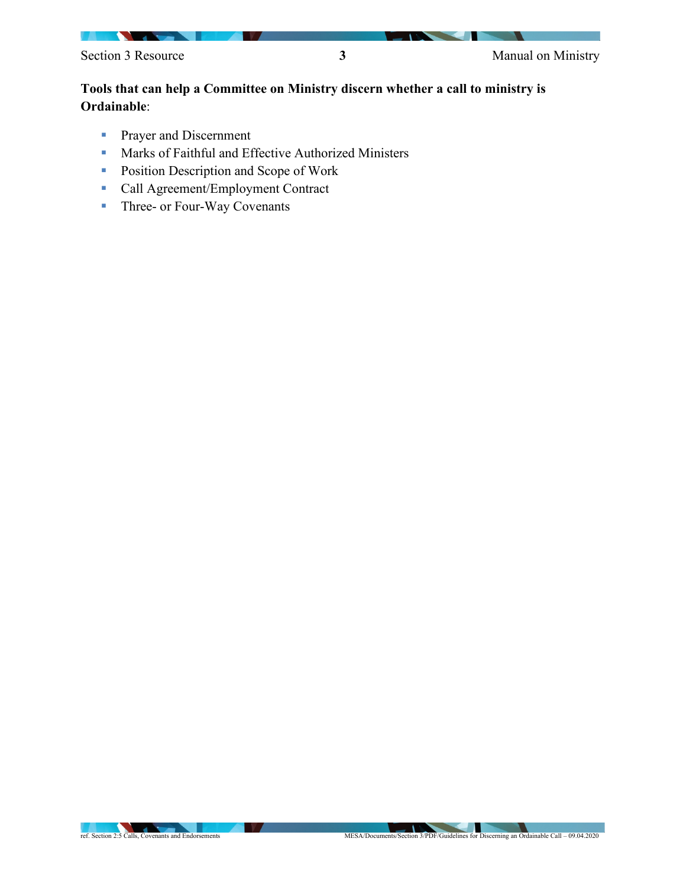**Tools that can help a Committee on Ministry discern whether a call to ministry is Ordainable**:

- Prayer and Discernment
- Marks of Faithful and Effective Authorized Ministers
- Position Description and Scope of Work
- Call Agreement/Employment Contract
- Three- or Four-Way Covenants